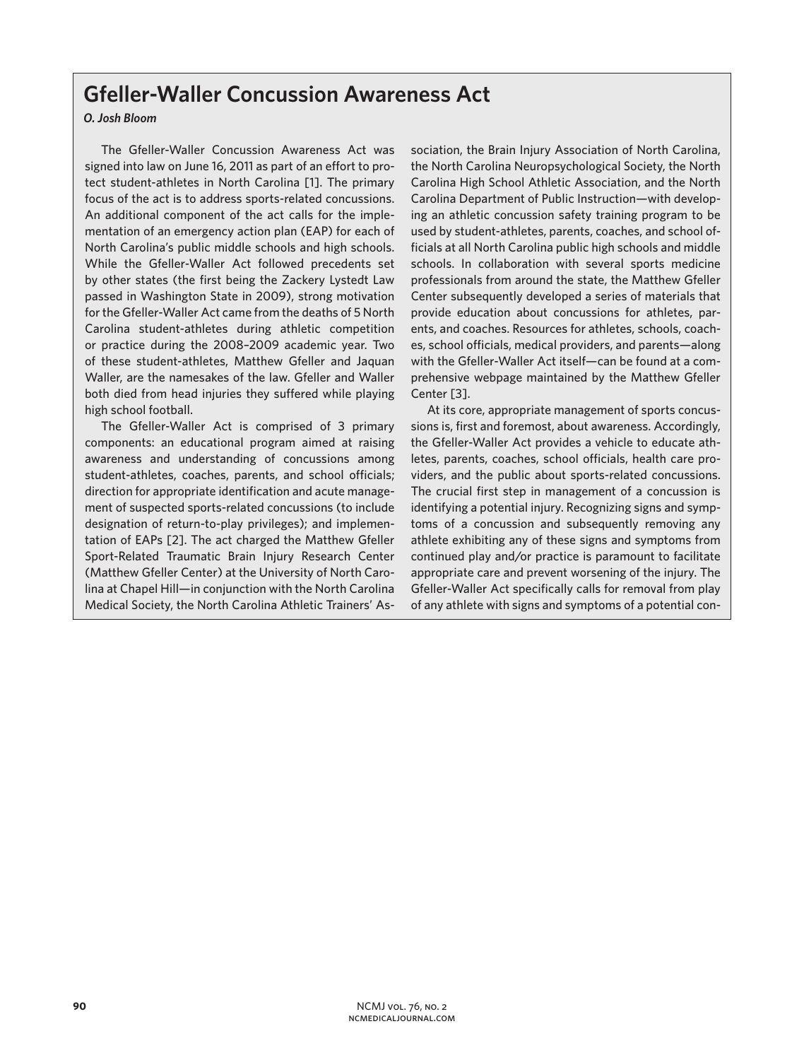# Gfeller-Waller Concussion Awareness Act

*O. Josh Bloom*

The Gfeller-Waller Concussion Awareness Act was signed into law on June 16, 2011 as part of an effort to protect student-athletes in North Carolina [1]. The primary focus of the act is to address sports-related concussions. An additional component of the act calls for the implementation of an emergency action plan (EAP) for each of North Carolina's public middle schools and high schools. While the Gfeller-Waller Act followed precedents set by other states (the first being the Zackery Lystedt Law passed in Washington State in 2009), strong motivation for the Gfeller-Waller Act came from the deaths of 5 North Carolina student-athletes during athletic competition or practice during the 2008–2009 academic year. Two of these student-athletes, Matthew Gfeller and Jaquan Waller, are the namesakes of the law. Gfeller and Waller both died from head injuries they suffered while playing high school football.

The Gfeller-Waller Act is comprised of 3 primary components: an educational program aimed at raising awareness and understanding of concussions among student-athletes, coaches, parents, and school officials; direction for appropriate identification and acute management of suspected sports-related concussions (to include designation of return-to-play privileges); and implementation of EAPs [2]. The act charged the Matthew Gfeller Sport-Related Traumatic Brain Injury Research Center (Matthew Gfeller Center) at the University of North Carolina at Chapel Hill—in conjunction with the North Carolina Medical Society, the North Carolina Athletic Trainers' Association, the Brain Injury Association of North Carolina, the North Carolina Neuropsychological Society, the North Carolina High School Athletic Association, and the North Carolina Department of Public Instruction—with developing an athletic concussion safety training program to be used by student-athletes, parents, coaches, and school officials at all North Carolina public high schools and middle schools. In collaboration with several sports medicine professionals from around the state, the Matthew Gfeller Center subsequently developed a series of materials that provide education about concussions for athletes, parents, and coaches. Resources for athletes, schools, coaches, school officials, medical providers, and parents—along with the Gfeller-Waller Act itself—can be found at a comprehensive webpage maintained by the Matthew Gfeller Center [3].

At its core, appropriate management of sports concussions is, first and foremost, about awareness. Accordingly, the Gfeller-Waller Act provides a vehicle to educate athletes, parents, coaches, school officials, health care providers, and the public about sports-related concussions. The crucial first step in management of a concussion is identifying a potential injury. Recognizing signs and symptoms of a concussion and subsequently removing any athlete exhibiting any of these signs and symptoms from continued play and/or practice is paramount to facilitate appropriate care and prevent worsening of the injury. The Gfeller-Waller Act specifically calls for removal from play of any athlete with signs and symptoms of a potential con-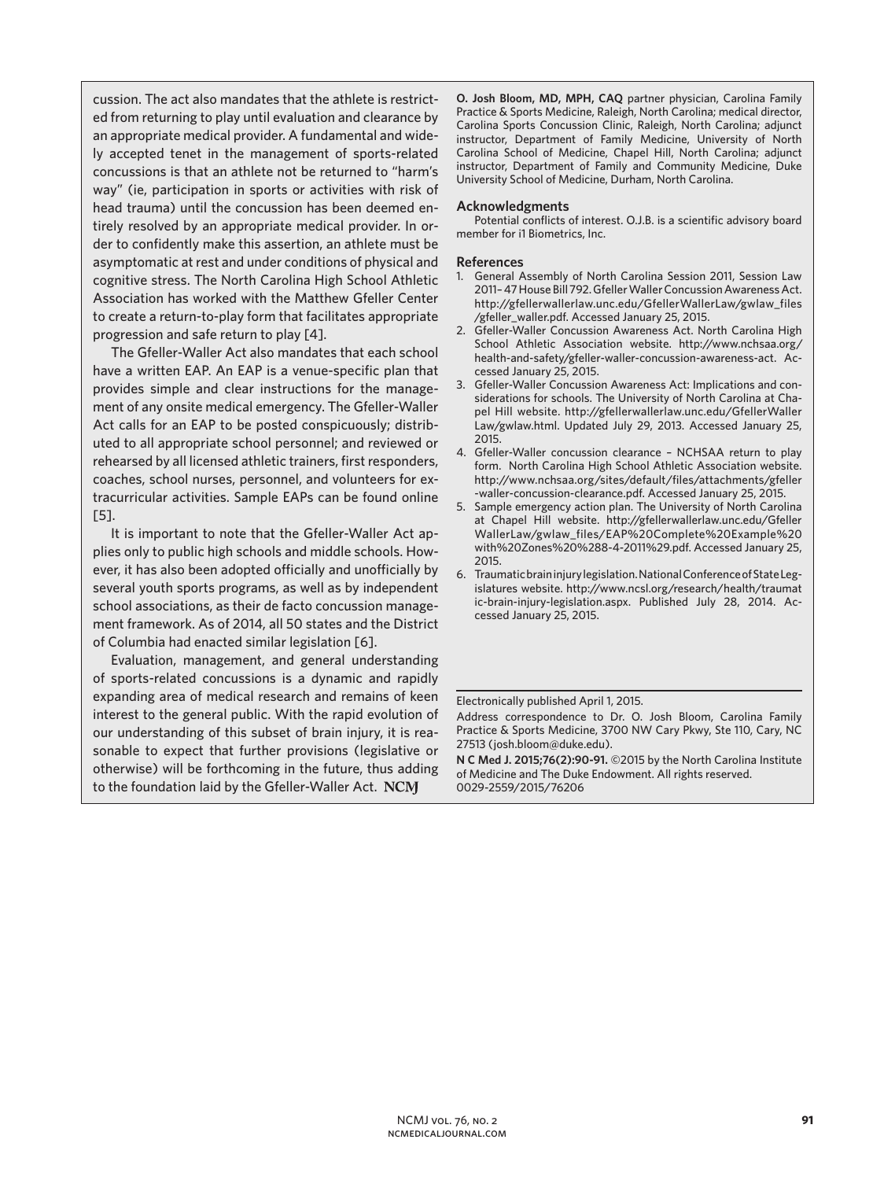cussion. The act also mandates that the athlete is restricted from returning to play until evaluation and clearance by an appropriate medical provider. A fundamental and widely accepted tenet in the management of sports-related concussions is that an athlete not be returned to "harm's way" (ie, participation in sports or activities with risk of head trauma) until the concussion has been deemed entirely resolved by an appropriate medical provider. In order to confidently make this assertion, an athlete must be asymptomatic at rest and under conditions of physical and cognitive stress. The North Carolina High School Athletic Association has worked with the Matthew Gfeller Center to create a return-to-play form that facilitates appropriate progression and safe return to play [4].

The Gfeller-Waller Act also mandates that each school have a written EAP. An EAP is a venue-specific plan that provides simple and clear instructions for the management of any onsite medical emergency. The Gfeller-Waller Act calls for an EAP to be posted conspicuously; distributed to all appropriate school personnel; and reviewed or rehearsed by all licensed athletic trainers, first responders, coaches, school nurses, personnel, and volunteers for extracurricular activities. Sample EAPs can be found online [5].

It is important to note that the Gfeller-Waller Act applies only to public high schools and middle schools. However, it has also been adopted officially and unofficially by several youth sports programs, as well as by independent school associations, as their de facto concussion management framework. As of 2014, all 50 states and the District of Columbia had enacted similar legislation [6].

Evaluation, management, and general understanding of sports-related concussions is a dynamic and rapidly expanding area of medical research and remains of keen interest to the general public. With the rapid evolution of our understanding of this subset of brain injury, it is reasonable to expect that further provisions (legislative or otherwise) will be forthcoming in the future, thus adding to the foundation laid by the Gfeller-Waller Act. NCMJ

**O. Josh Bloom, MD, MPH, CAQ** partner physician, Carolina Family Practice & Sports Medicine, Raleigh, North Carolina; medical director, Carolina Sports Concussion Clinic, Raleigh, North Carolina; adjunct instructor, Department of Family Medicine, University of North Carolina School of Medicine, Chapel Hill, North Carolina; adjunct instructor, Department of Family and Community Medicine, Duke University School of Medicine, Durham, North Carolina.

### Acknowledgments

Potential conflicts of interest. O.J.B. is a scientific advisory board member for i1 Biometrics, Inc.

### References

1. General Assembly of North Carolina Session 2011, Session Law 2011– 47 House Bill 792. Gfeller Waller Concussion Awareness Act. http://gfellerwallerlaw.unc.edu/GfellerWallerLaw/gwlaw_files/gfeller_waller.pdf. Accessed January 25, 2015.
2. Gfeller-Waller Concussion Awareness Act. North Carolina High School Athletic Association website. http://www.nchsaa.org/health-and-safety/gfeller-waller-concussion-awareness-act. Accessed January 25, 2015.
3. Gfeller-Waller Concussion Awareness Act: Implications and considerations for schools. The University of North Carolina at Chapel Hill website. http://gfellerwallerlaw.unc.edu/GfellerWallerLaw/gwlaw.html. Updated July 29, 2013. Accessed January 25, 2015.
4. Gfeller-Waller concussion clearance – NCHSAA return to play form. North Carolina High School Athletic Association website. http://www.nchsaa.org/sites/default/files/attachments/gfeller-waller-concussion-clearance.pdf. Accessed January 25, 2015.
5. Sample emergency action plan. The University of North Carolina at Chapel Hill website. http://gfellerwallerlaw.unc.edu/GfellerWallerLaw/gwlaw_files/EAP%20Complete%20Example%20with%20Zones%20%288-4-2011%29.pdf. Accessed January 25, 2015.
6. Traumatic brain injury legislation. National Conference of State Legislatures website. http://www.ncsl.org/research/health/traumatic-brain-injury-legislation.aspx. Published July 28, 2014. Accessed January 25, 2015.

Electronically published April 1, 2015.

Address correspondence to Dr. O. Josh Bloom, Carolina Family Practice & Sports Medicine, 3700 NW Cary Pkwy, Ste 110, Cary, NC 27513 (josh.bloom@duke.edu).

**N C Med J. 2015;76(2):90-91.** ©2015 by the North Carolina Institute of Medicine and The Duke Endowment. All rights reserved.
0029-2559/2015/76206